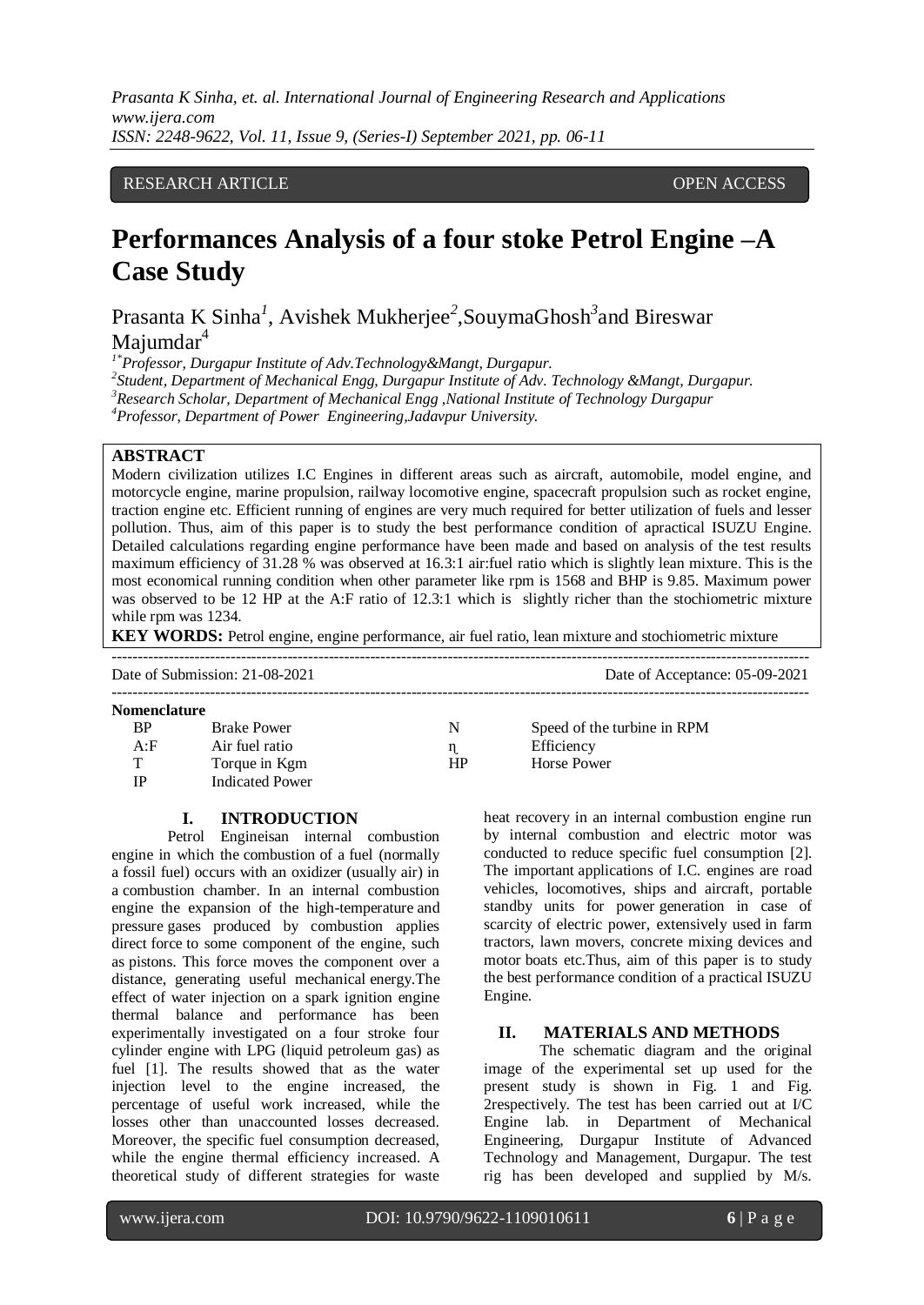RESEARCH ARTICLE OPEN ACCESS

# Performances Analysis of a four stoke Petrol Engine –A Case Study

Prasanta K Sinha[1], Avishek Mukherjee[2],SouymaGhosh[3]and Bireswar Majumdar[4]

[1*]*Professor, Durgapur Institute of Adv.Technology&Mangt, Durgapur.*
[2]*Student, Department of Mechanical Engg, Durgapur Institute of Adv. Technology &Mangt, Durgapur.*
[3]*Research Scholar, Department of Mechanical Engg ,National Institute of Technology Durgapur*
[4]*Professor, Department of Power Engineering,Jadavpur University.*

**ABSTRACT**

Modern civilization utilizes I.C Engines in different areas such as aircraft, automobile, model engine, and motorcycle engine, marine propulsion, railway locomotive engine, spacecraft propulsion such as rocket engine, traction engine etc. Efficient running of engines are very much required for better utilization of fuels and lesser pollution. Thus, aim of this paper is to study the best performance condition of apractical ISUZU Engine. Detailed calculations regarding engine performance have been made and based on analysis of the test results maximum efficiency of 31.28 % was observed at 16.3:1 air:fuel ratio which is slightly lean mixture. This is the most economical running condition when other parameter like rpm is 1568 and BHP is 9.85. Maximum power was observed to be 12 HP at the A:F ratio of 12.3:1 which is slightly richer than the stochiometric mixture while rpm was 1234.

**KEY WORDS:** Petrol engine, engine performance, air fuel ratio, lean mixture and stochiometric mixture

Date of Submission: 21-08-2021 Date of Acceptance: 05-09-2021

**Nomenclature**

| | | | |
|---|---|---|---|
| BP | Brake Power | N | Speed of the turbine in RPM |
| A:F | Air fuel ratio | ɳ | Efficiency |
| T | Torque in Kgm | HP | Horse Power |
| IP | Indicated Power | | |

## I. INTRODUCTION

Petrol Engineisan internal combustion engine in which the combustion of a fuel (normally a fossil fuel) occurs with an oxidizer (usually air) in a combustion chamber. In an internal combustion engine the expansion of the high-temperature and pressure gases produced by combustion applies direct force to some component of the engine, such as pistons. This force moves the component over a distance, generating useful mechanical energy.The effect of water injection on a spark ignition engine thermal balance and performance has been experimentally investigated on a four stroke four cylinder engine with LPG (liquid petroleum gas) as fuel [1]. The results showed that as the water injection level to the engine increased, the percentage of useful work increased, while the losses other than unaccounted losses decreased. Moreover, the specific fuel consumption decreased, while the engine thermal efficiency increased. A theoretical study of different strategies for waste heat recovery in an internal combustion engine run by internal combustion and electric motor was conducted to reduce specific fuel consumption [2]. The important applications of I.C. engines are road vehicles, locomotives, ships and aircraft, portable standby units for power generation in case of scarcity of electric power, extensively used in farm tractors, lawn movers, concrete mixing devices and motor boats etc.Thus, aim of this paper is to study the best performance condition of a practical ISUZU Engine.

## II. MATERIALS AND METHODS

The schematic diagram and the original image of the experimental set up used for the present study is shown in Fig. 1 and Fig. 2respectively. The test has been carried out at I/C Engine lab. in Department of Mechanical Engineering, Durgapur Institute of Advanced Technology and Management, Durgapur. The test rig has been developed and supplied by M/s.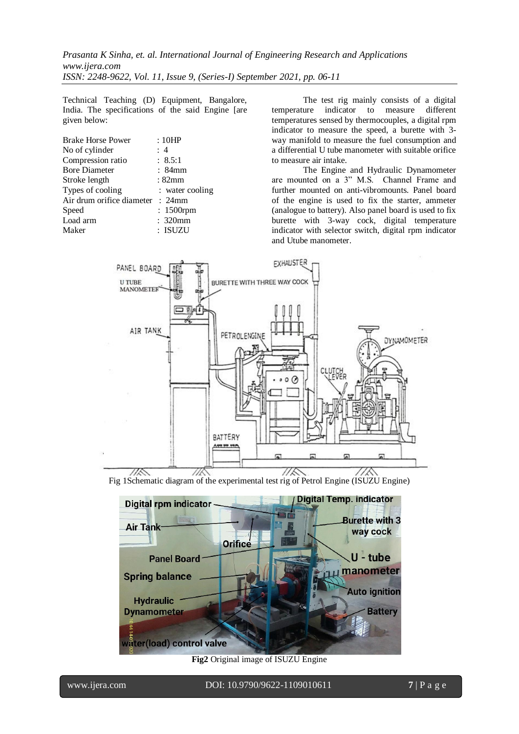Technical Teaching (D) Equipment, Bangalore, India. The specifications of the said Engine [are given below:

| | |
|---|---|
| Brake Horse Power | : 10HP |
| No of cylinder | : 4 |
| Compression ratio | : 8.5:1 |
| Bore Diameter | : 84mm |
| Stroke length | : 82mm |
| Types of cooling | : water cooling |
| Air drum orifice diameter | : 24mm |
| Speed | : 1500rpm |
| Load arm | : 320mm |
| Maker | : ISUZU |

The test rig mainly consists of a digital temperature indicator to measure different temperatures sensed by thermocouples, a digital rpm indicator to measure the speed, a burette with 3-way manifold to measure the fuel consumption and a differential U tube manometer with suitable orifice to measure air intake.

The Engine and Hydraulic Dynamometer are mounted on a 3" M.S. Channel Frame and further mounted on anti-vibromounts. Panel board of the engine is used to fix the starter, ammeter (analogue to battery). Also panel board is used to fix burette with 3-way cock, digital temperature indicator with selector switch, digital rpm indicator and Utube manometer.

Fig 1Schematic diagram of the experimental test rig of Petrol Engine (ISUZU Engine)

**Fig2** Original image of ISUZU Engine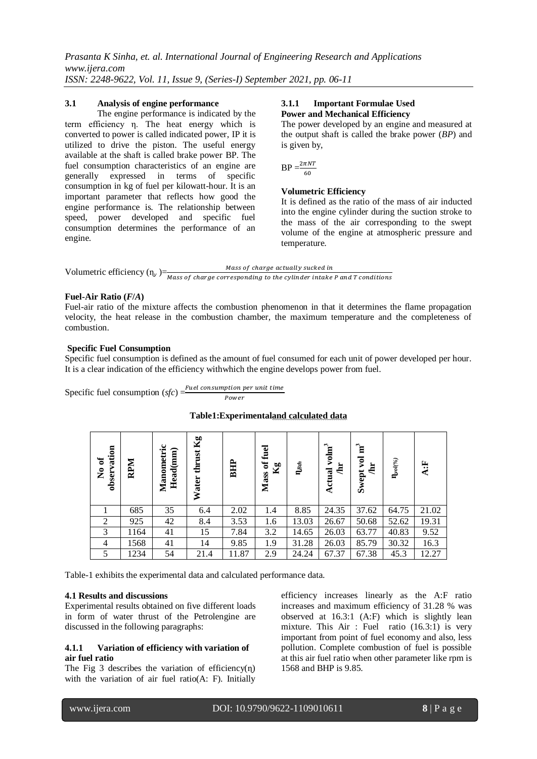### 3.1 Analysis of engine performance

The engine performance is indicated by the term efficiency η. The heat energy which is converted to power is called indicated power, IP it is utilized to drive the piston. The useful energy available at the shaft is called brake power BP. The fuel consumption characteristics of an engine are generally expressed in terms of specific consumption in kg of fuel per kilowatt-hour. It is an important parameter that reflects how good the engine performance is. The relationship between speed, power developed and specific fuel consumption determines the performance of an engine.

### 3.1.1 Important Formulae Used

**Power and Mechanical Efficiency**

The power developed by an engine and measured at the output shaft is called the brake power (*BP*) and is given by,

$$BP = \frac{2\pi NT}{60}$$

**Volumetric Efficiency**

It is defined as the ratio of the mass of air inducted into the engine cylinder during the suction stroke to the mass of the air corresponding to the swept volume of the engine at atmospheric pressure and temperature.

$$\text{Volumetric efficiency } (\eta_v) = \frac{\text{Mass of charge actually sucked in}}{\text{Mass of charge corresponding to the cylinder intake P and T conditions}}$$

**Fuel-Air Ratio (*F/A*)**

Fuel-air ratio of the mixture affects the combustion phenomenon in that it determines the flame propagation velocity, the heat release in the combustion chamber, the maximum temperature and the completeness of combustion.

**Specific Fuel Consumption**

Specific fuel consumption is defined as the amount of fuel consumed for each unit of power developed per hour. It is a clear indication of the efficiency withwhich the engine develops power from fuel.

$$\text{Specific fuel consumption } (sfc) = \frac{\text{Fuel consumption per unit time}}{\text{Power}}$$

**Table1:Experimentaland calculated data**

| No of observation | RPM | Manometric Head(mm) | Water thrust Kg | BHP | Mass of fuel Kg | $\eta_{Bth}$ | Actual vol $m^3$/hr | Swept vol $m^3$/hr | $\eta_{vol(\%)}$ | A:F |
|---|---|---|---|---|---|---|---|---|---|---|
| 1 | 685 | 35 | 6.4 | 2.02 | 1.4 | 8.85 | 24.35 | 37.62 | 64.75 | 21.02 |
| 2 | 925 | 42 | 8.4 | 3.53 | 1.6 | 13.03 | 26.67 | 50.68 | 52.62 | 19.31 |
| 3 | 1164 | 41 | 15 | 7.84 | 3.2 | 14.65 | 26.03 | 63.77 | 40.83 | 9.52 |
| 4 | 1568 | 41 | 14 | 9.85 | 1.9 | 31.28 | 26.03 | 85.79 | 30.32 | 16.3 |
| 5 | 1234 | 54 | 21.4 | 11.87 | 2.9 | 24.24 | 67.37 | 67.38 | 45.3 | 12.27 |

Table-1 exhibits the experimental data and calculated performance data.

### 4.1 Results and discussions

Experimental results obtained on five different loads in form of water thrust of the Petrolengine are discussed in the following paragraphs:

#### 4.1.1 Variation of efficiency with variation of air fuel ratio

The Fig 3 describes the variation of efficiency(η) with the variation of air fuel ratio(A: F). Initially efficiency increases linearly as the A:F ratio increases and maximum efficiency of 31.28 % was observed at 16.3:1 (A:F) which is slightly lean mixture. This Air : Fuel ratio (16.3:1) is very important from point of fuel economy and also, less pollution. Complete combustion of fuel is possible at this air fuel ratio when other parameter like rpm is 1568 and BHP is 9.85.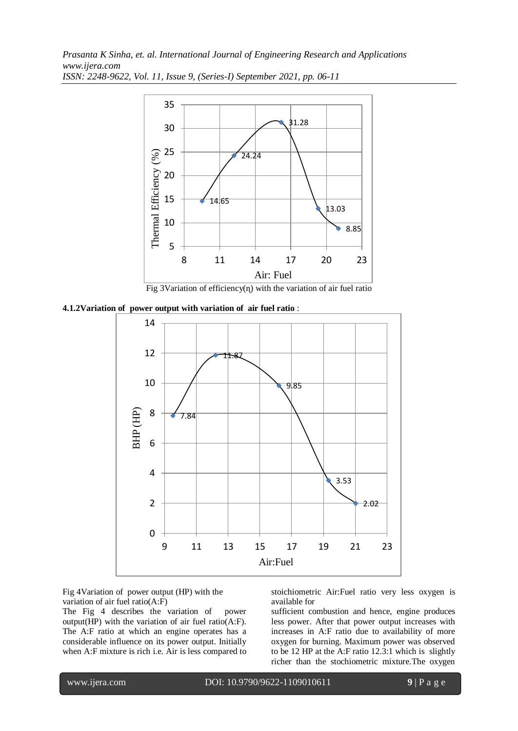Fig 3Variation of efficiency(η) with the variation of air fuel ratio

**4.1.2Variation of power output with variation of air fuel ratio** :

Fig 4Variation of power output (HP) with the variation of air fuel ratio(A:F)

The Fig 4 describes the variation of power output(HP) with the variation of air fuel ratio(A:F). The A:F ratio at which an engine operates has a considerable influence on its power output. Initially when A:F mixture is rich i.e. Air is less compared to stoichiometric Air:Fuel ratio very less oxygen is available for sufficient combustion and hence, engine produces less power. After that power output increases with increases in A:F ratio due to availability of more oxygen for burning. Maximum power was observed to be 12 HP at the A:F ratio 12.3:1 which is slightly richer than the stochiometric mixture.The oxygen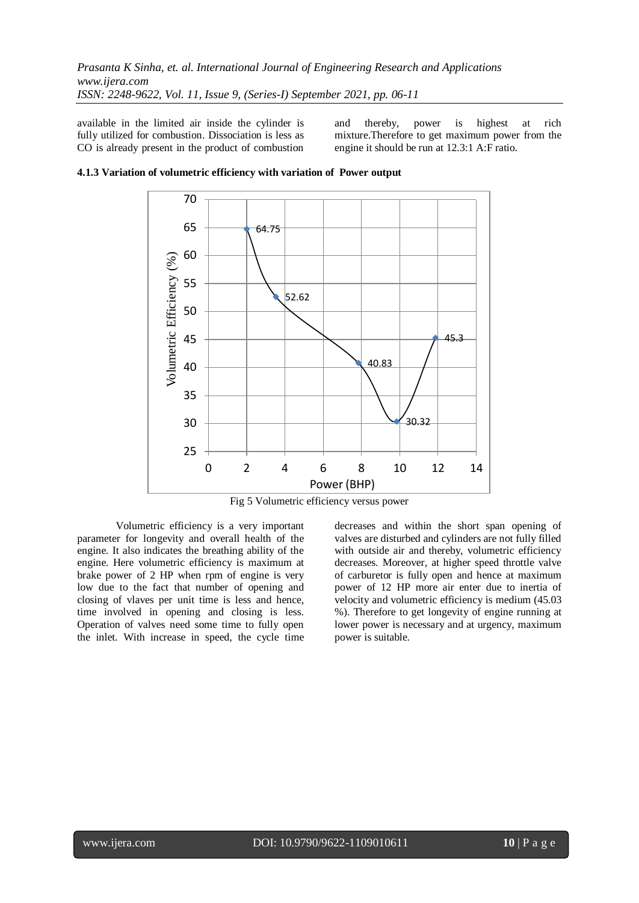available in the limited air inside the cylinder is fully utilized for combustion. Dissociation is less as CO is already present in the product of combustion and thereby, power is highest at rich mixture.Therefore to get maximum power from the engine it should be run at 12.3:1 A:F ratio.

**4.1.3 Variation of volumetric efficiency with variation of Power output**

Fig 5 Volumetric efficiency versus power

Volumetric efficiency is a very important parameter for longevity and overall health of the engine. It also indicates the breathing ability of the engine. Here volumetric efficiency is maximum at brake power of 2 HP when rpm of engine is very low due to the fact that number of opening and closing of vlaves per unit time is less and hence, time involved in opening and closing is less. Operation of valves need some time to fully open the inlet. With increase in speed, the cycle time decreases and within the short span opening of valves are disturbed and cylinders are not fully filled with outside air and thereby, volumetric efficiency decreases. Moreover, at higher speed throttle valve of carburetor is fully open and hence at maximum power of 12 HP more air enter due to inertia of velocity and volumetric efficiency is medium (45.03 %). Therefore to get longevity of engine running at lower power is necessary and at urgency, maximum power is suitable.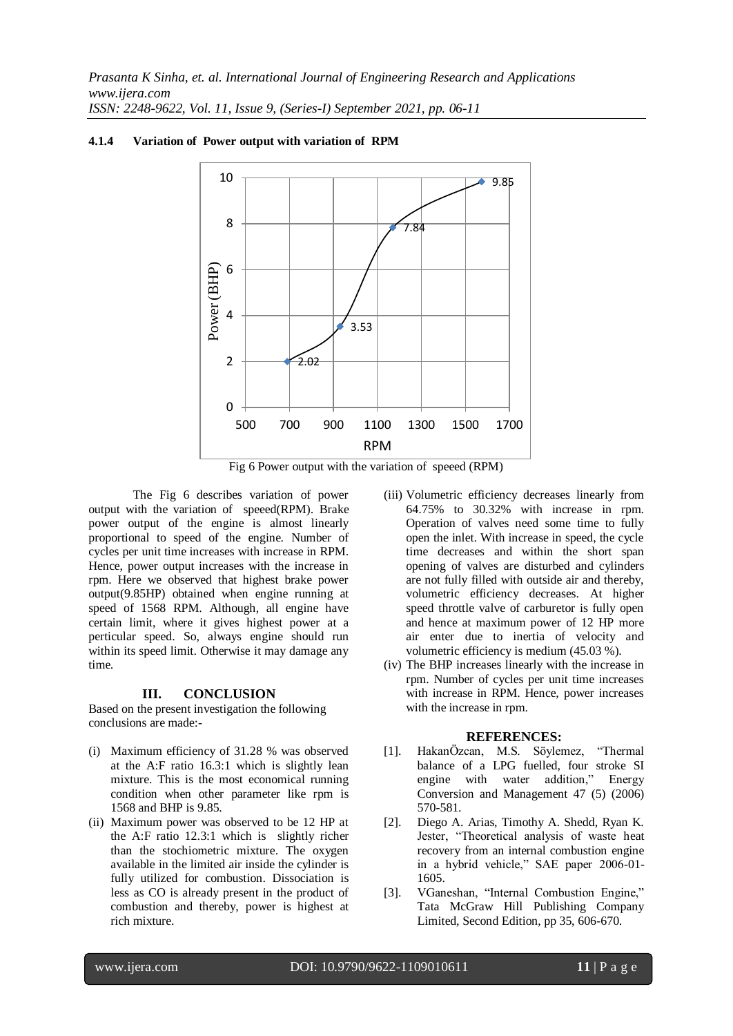#### 4.1.4 Variation of Power output with variation of RPM

10
8
6
4
2
0
Power (BHP)
500 700 900 1100 1300 1500 1700
RPM
2.02
3.53
7.84
9.85

Fig 6 Power output with the variation of speeed (RPM)

The Fig 6 describes variation of power output with the variation of speeed(RPM). Brake power output of the engine is almost linearly proportional to speed of the engine. Number of cycles per unit time increases with increase in RPM. Hence, power output increases with the increase in rpm. Here we observed that highest brake power output(9.85HP) obtained when engine running at speed of 1568 RPM. Although, all engine have certain limit, where it gives highest power at a perticular speed. So, always engine should run within its speed limit. Otherwise it may damage any time.

## III. CONCLUSION

Based on the present investigation the following conclusions are made:-

(i) Maximum efficiency of 31.28 % was observed at the A:F ratio 16.3:1 which is slightly lean mixture. This is the most economical running condition when other parameter like rpm is 1568 and BHP is 9.85.

(ii) Maximum power was observed to be 12 HP at the A:F ratio 12.3:1 which is slightly richer than the stochiometric mixture. The oxygen available in the limited air inside the cylinder is fully utilized for combustion. Dissociation is less as CO is already present in the product of combustion and thereby, power is highest at rich mixture.

(iii) Volumetric efficiency decreases linearly from 64.75% to 30.32% with increase in rpm. Operation of valves need some time to fully open the inlet. With increase in speed, the cycle time decreases and within the short span opening of valves are disturbed and cylinders are not fully filled with outside air and thereby, volumetric efficiency decreases. At higher speed throttle valve of carburetor is fully open and hence at maximum power of 12 HP more air enter due to inertia of velocity and volumetric efficiency is medium (45.03 %).

(iv) The BHP increases linearly with the increase in rpm. Number of cycles per unit time increases with increase in RPM. Hence, power increases with the increase in rpm.

## REFERENCES:

[1]. HakanÖzcan, M.S. Söylemez, "Thermal balance of a LPG fuelled, four stroke SI engine with water addition," Energy Conversion and Management 47 (5) (2006) 570-581.

[2]. Diego A. Arias, Timothy A. Shedd, Ryan K. Jester, "Theoretical analysis of waste heat recovery from an internal combustion engine in a hybrid vehicle," SAE paper 2006-01-1605.

[3]. VGaneshan, "Internal Combustion Engine," Tata McGraw Hill Publishing Company Limited, Second Edition, pp 35, 606-670.